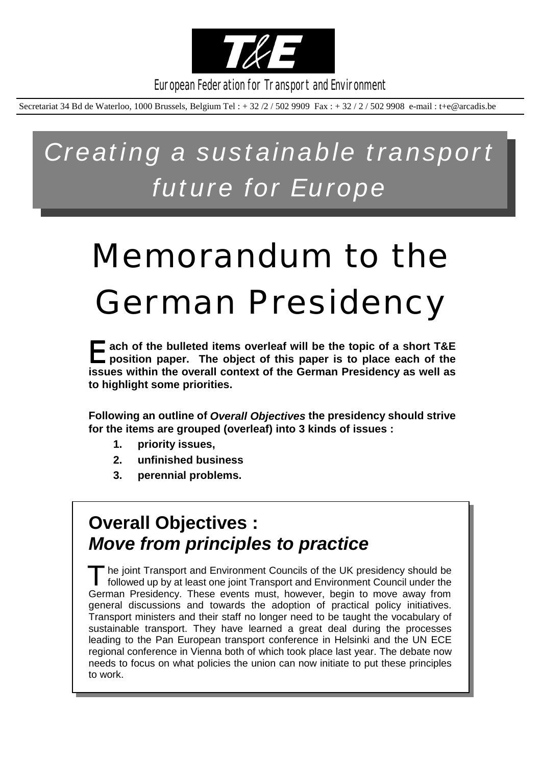T&E

European Federation for Transport and Environment

Secretariat 34 Bd de Waterloo, 1000 Brussels, Belgium Tel : + 32 /2 / 502 9909 Fax : + 32 / 2 / 502 9908 e-mail : t+e@arcadis.be

*Creating a sustainable transport future for Europe*

# Memorandum to the German Presidency

**Each of the bulleted items overleaf will be the topic of a short T&E position paper. The object of this paper is to place each of the issues within the overall context of the German Presidency as well as to highlight some priorities.**

**Following an outline of *Overall Objectives* the presidency should strive for the items are grouped (overleaf) into 3 kinds of issues :**

1. **priority issues,**
2. **unfinished business**
3. **perennial problems.**

## Overall Objectives : *Move from principles to practice*

The joint Transport and Environment Councils of the UK presidency should be followed up by at least one joint Transport and Environment Council under the German Presidency. These events must, however, begin to move away from general discussions and towards the adoption of practical policy initiatives. Transport ministers and their staff no longer need to be taught the vocabulary of sustainable transport. They have learned a great deal during the processes leading to the Pan European transport conference in Helsinki and the UN ECE regional conference in Vienna both of which took place last year. The debate now needs to focus on what policies the union can now initiate to put these principles to work.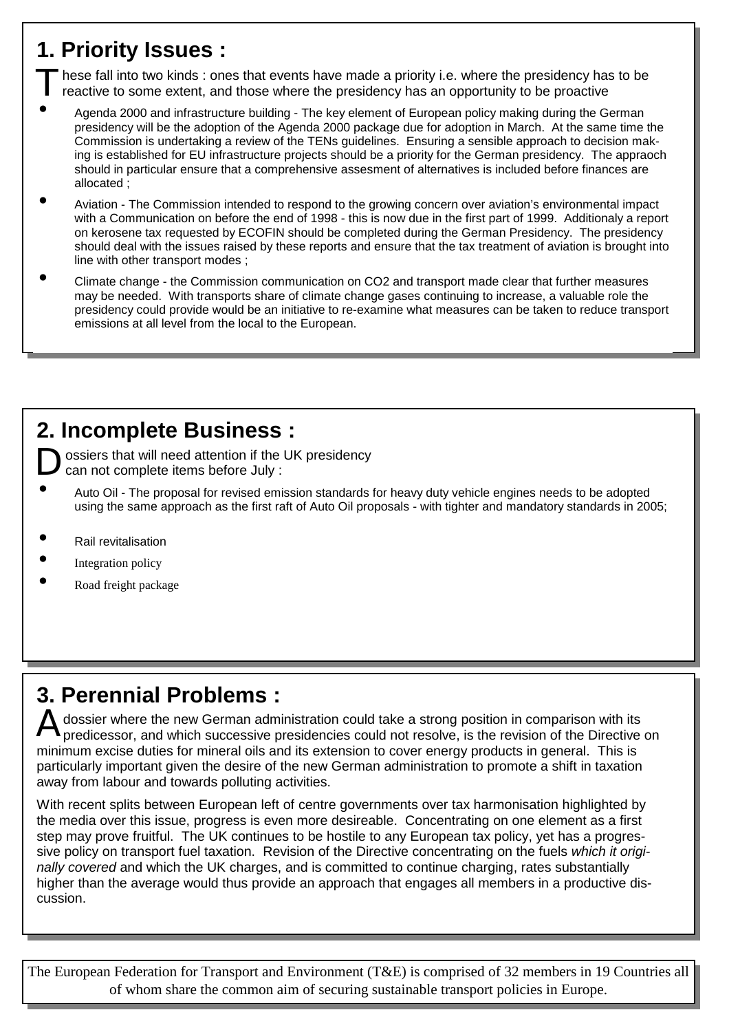## 1. Priority Issues :

These fall into two kinds : ones that events have made a priority i.e. where the presidency has to be reactive to some extent, and those where the presidency has an opportunity to be proactive

- Agenda 2000 and infrastructure building - The key element of European policy making during the German presidency will be the adoption of the Agenda 2000 package due for adoption in March. At the same time the Commission is undertaking a review of the TENs guidelines. Ensuring a sensible approach to decision making is established for EU infrastructure projects should be a priority for the German presidency. The appraoch should in particular ensure that a comprehensive assesment of alternatives is included before finances are allocated ;
- Aviation - The Commission intended to respond to the growing concern over aviation's environmental impact with a Communication on before the end of 1998 - this is now due in the first part of 1999. Additionaly a report on kerosene tax requested by ECOFIN should be completed during the German Presidency. The presidency should deal with the issues raised by these reports and ensure that the tax treatment of aviation is brought into line with other transport modes ;
- Climate change - the Commission communication on CO2 and transport made clear that further measures may be needed. With transports share of climate change gases continuing to increase, a valuable role the presidency could provide would be an initiative to re-examine what measures can be taken to reduce transport emissions at all level from the local to the European.

## 2. Incomplete Business :

Dossiers that will need attention if the UK presidency can not complete items before July :

- Auto Oil - The proposal for revised emission standards for heavy duty vehicle engines needs to be adopted using the same approach as the first raft of Auto Oil proposals - with tighter and mandatory standards in 2005;
- Rail revitalisation
- Integration policy
- Road freight package

## 3. Perennial Problems :

A dossier where the new German administration could take a strong position in comparison with its predicessor, and which successive presidencies could not resolve, is the revision of the Directive on minimum excise duties for mineral oils and its extension to cover energy products in general. This is particularly important given the desire of the new German administration to promote a shift in taxation away from labour and towards polluting activities.

With recent splits between European left of centre governments over tax harmonisation highlighted by the media over this issue, progress is even more desireable. Concentrating on one element as a first step may prove fruitful. The UK continues to be hostile to any European tax policy, yet has a progressive policy on transport fuel taxation. Revision of the Directive concentrating on the fuels *which it originally covered* and which the UK charges, and is committed to continue charging, rates substantially higher than the average would thus provide an approach that engages all members in a productive discussion.

The European Federation for Transport and Environment (T&E) is comprised of 32 members in 19 Countries all of whom share the common aim of securing sustainable transport policies in Europe.